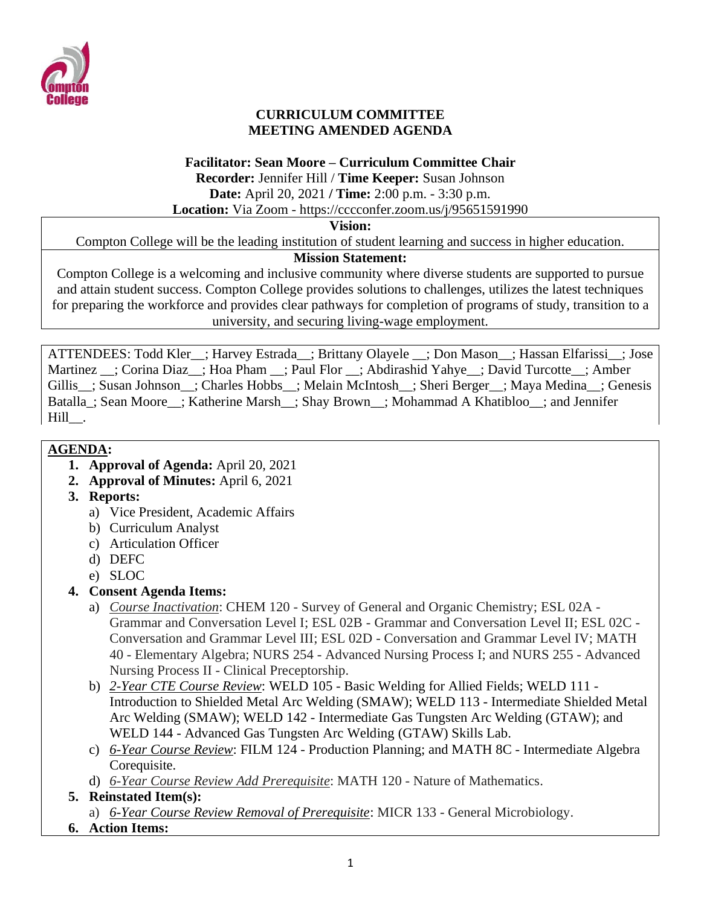# CURRICULUM COMMITTEE
## MEETING AMENDED AGENDA

**Facilitator: Sean Moore – Curriculum Committee Chair**
**Recorder:** Jennifer Hill / **Time Keeper:** Susan Johnson
**Date:** April 20, 2021 **/ Time:** 2:00 p.m. - 3:30 p.m.
**Location:** Via Zoom - https://cccconfer.zoom.us/j/95651591990

**Vision:**
Compton College will be the leading institution of student learning and success in higher education.

**Mission Statement:**
Compton College is a welcoming and inclusive community where diverse students are supported to pursue and attain student success. Compton College provides solutions to challenges, utilizes the latest techniques for preparing the workforce and provides clear pathways for completion of programs of study, transition to a university, and securing living-wage employment.

ATTENDEES: Todd Kler__; Harvey Estrada__; Brittany Olayele __; Don Mason__; Hassan Elfarissi__; Jose Martinez __; Corina Diaz__; Hoa Pham __; Paul Flor __; Abdirashid Yahye__; David Turcotte__; Amber Gillis__; Susan Johnson__; Charles Hobbs__; Melain McIntosh__; Sheri Berger__; Maya Medina__; Genesis Batalla_; Sean Moore__; Katherine Marsh__; Shay Brown__; Mohammad A Khatibloo__; and Jennifer Hill__.

**AGENDA:**

1. **Approval of Agenda:** April 20, 2021
2. **Approval of Minutes:** April 6, 2021
3. **Reports:**
   a) Vice President, Academic Affairs
   b) Curriculum Analyst
   c) Articulation Officer
   d) DEFC
   e) SLOC
4. **Consent Agenda Items:**
   a) *Course Inactivation*: CHEM 120 - Survey of General and Organic Chemistry; ESL 02A - Grammar and Conversation Level I; ESL 02B - Grammar and Conversation Level II; ESL 02C - Conversation and Grammar Level III; ESL 02D - Conversation and Grammar Level IV; MATH 40 - Elementary Algebra; NURS 254 - Advanced Nursing Process I; and NURS 255 - Advanced Nursing Process II - Clinical Preceptorship.
   b) *2-Year CTE Course Review*: WELD 105 - Basic Welding for Allied Fields; WELD 111 - Introduction to Shielded Metal Arc Welding (SMAW); WELD 113 - Intermediate Shielded Metal Arc Welding (SMAW); WELD 142 - Intermediate Gas Tungsten Arc Welding (GTAW); and WELD 144 - Advanced Gas Tungsten Arc Welding (GTAW) Skills Lab.
   c) *6-Year Course Review*: FILM 124 - Production Planning; and MATH 8C - Intermediate Algebra Corequisite.
   d) *6-Year Course Review Add Prerequisite*: MATH 120 - Nature of Mathematics.
5. **Reinstated Item(s):**
   a) *6-Year Course Review Removal of Prerequisite*: MICR 133 - General Microbiology.
6. **Action Items:**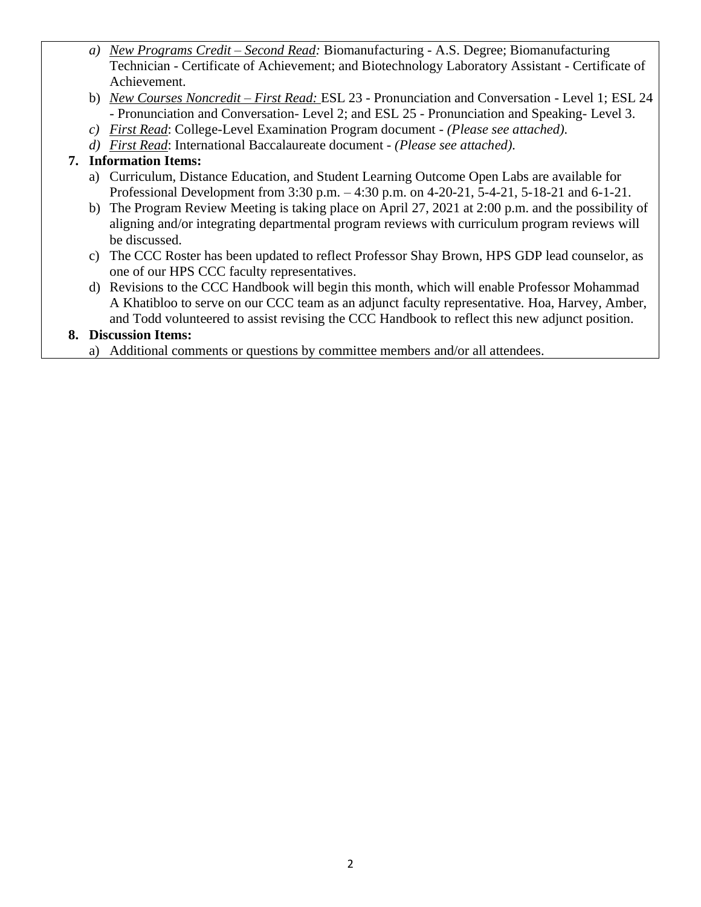a) *New Programs Credit – Second Read:* Biomanufacturing - A.S. Degree; Biomanufacturing Technician - Certificate of Achievement; and Biotechnology Laboratory Assistant - Certificate of Achievement.
b) *New Courses Noncredit – First Read:* ESL 23 - Pronunciation and Conversation - Level 1; ESL 24 - Pronunciation and Conversation- Level 2; and ESL 25 - Pronunciation and Speaking- Level 3.
c) *First Read*: College-Level Examination Program document - *(Please see attached).*
d) *First Read*: International Baccalaureate document - *(Please see attached).*

**7. Information Items:**

a) Curriculum, Distance Education, and Student Learning Outcome Open Labs are available for Professional Development from 3:30 p.m. – 4:30 p.m. on 4-20-21, 5-4-21, 5-18-21 and 6-1-21.
b) The Program Review Meeting is taking place on April 27, 2021 at 2:00 p.m. and the possibility of aligning and/or integrating departmental program reviews with curriculum program reviews will be discussed.
c) The CCC Roster has been updated to reflect Professor Shay Brown, HPS GDP lead counselor, as one of our HPS CCC faculty representatives.
d) Revisions to the CCC Handbook will begin this month, which will enable Professor Mohammad A Khatibloo to serve on our CCC team as an adjunct faculty representative. Hoa, Harvey, Amber, and Todd volunteered to assist revising the CCC Handbook to reflect this new adjunct position.

**8. Discussion Items:**

a) Additional comments or questions by committee members and/or all attendees.